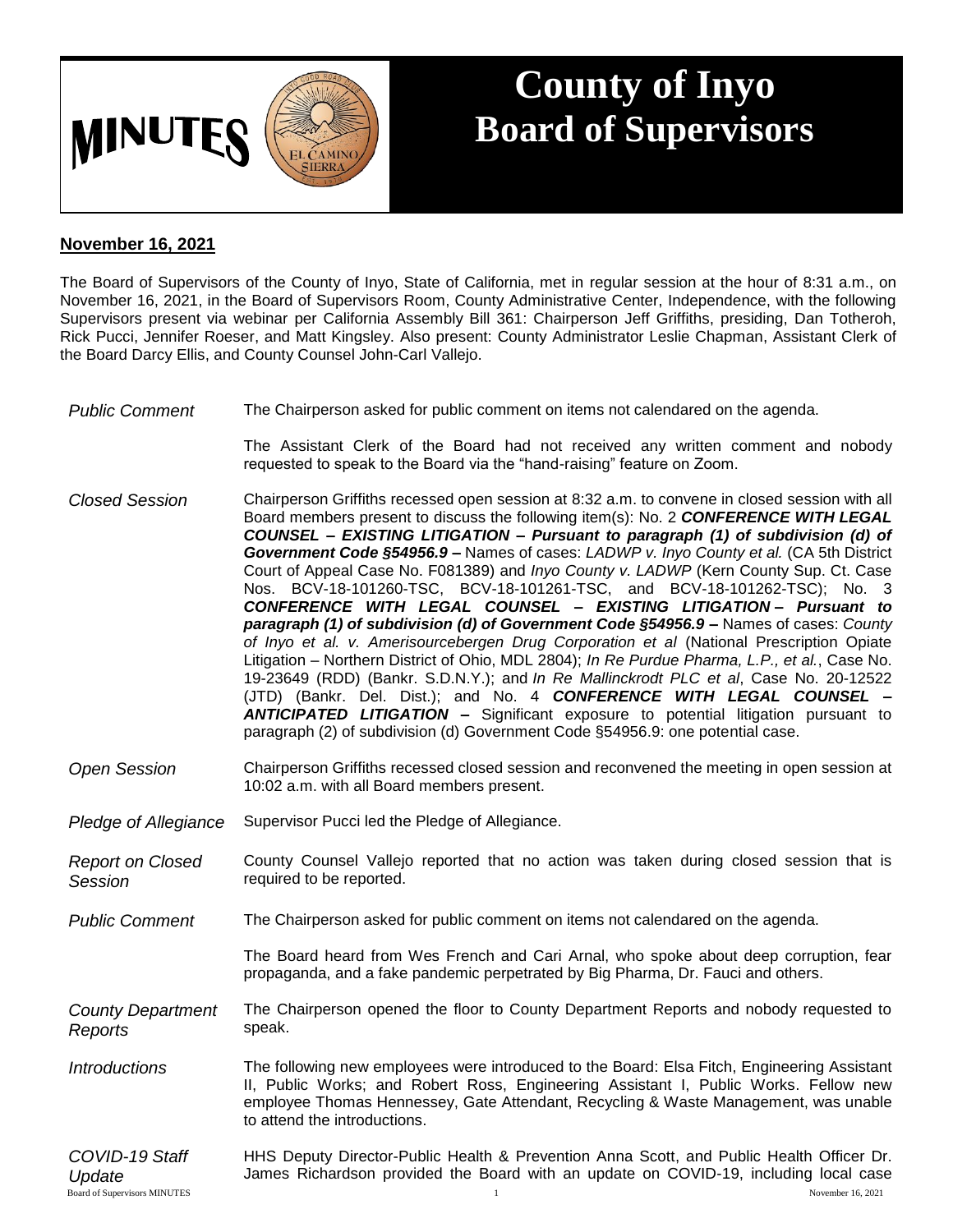# MINUTES

# County of Inyo Board of Supervisors

**November 16, 2021**

The Board of Supervisors of the County of Inyo, State of California, met in regular session at the hour of 8:31 a.m., on November 16, 2021, in the Board of Supervisors Room, County Administrative Center, Independence, with the following Supervisors present via webinar per California Assembly Bill 361: Chairperson Jeff Griffiths, presiding, Dan Totheroh, Rick Pucci, Jennifer Roeser, and Matt Kingsley. Also present: County Administrator Leslie Chapman, Assistant Clerk of the Board Darcy Ellis, and County Counsel John-Carl Vallejo.

*Public Comment*

The Chairperson asked for public comment on items not calendared on the agenda.

The Assistant Clerk of the Board had not received any written comment and nobody requested to speak to the Board via the "hand-raising" feature on Zoom.

*Closed Session*

Chairperson Griffiths recessed open session at 8:32 a.m. to convene in closed session with all Board members present to discuss the following item(s): No. 2 ***CONFERENCE WITH LEGAL COUNSEL – EXISTING LITIGATION – Pursuant to paragraph (1) of subdivision (d) of Government Code §54956.9 –*** Names of cases: *LADWP v. Inyo County et al.* (CA 5th District Court of Appeal Case No. F081389) and *Inyo County v. LADWP* (Kern County Sup. Ct. Case Nos. BCV-18-101260-TSC, BCV-18-101261-TSC, and BCV-18-101262-TSC); No. 3 ***CONFERENCE WITH LEGAL COUNSEL – EXISTING LITIGATION – Pursuant to paragraph (1) of subdivision (d) of Government Code §54956.9 –*** Names of cases: *County of Inyo et al. v. Amerisourcebergen Drug Corporation et al* (National Prescription Opiate Litigation – Northern District of Ohio, MDL 2804); *In Re Purdue Pharma, L.P., et al.*, Case No. 19-23649 (RDD) (Bankr. S.D.N.Y.); and *In Re Mallinckrodt PLC et al*, Case No. 20-12522 (JTD) (Bankr. Del. Dist.); and No. 4 ***CONFERENCE WITH LEGAL COUNSEL – ANTICIPATED LITIGATION –*** Significant exposure to potential litigation pursuant to paragraph (2) of subdivision (d) Government Code §54956.9: one potential case.

*Open Session*

Chairperson Griffiths recessed closed session and reconvened the meeting in open session at 10:02 a.m. with all Board members present.

*Pledge of Allegiance*

Supervisor Pucci led the Pledge of Allegiance.

*Report on Closed Session*

County Counsel Vallejo reported that no action was taken during closed session that is required to be reported.

*Public Comment*

The Chairperson asked for public comment on items not calendared on the agenda.

The Board heard from Wes French and Cari Arnal, who spoke about deep corruption, fear propaganda, and a fake pandemic perpetrated by Big Pharma, Dr. Fauci and others.

*County Department Reports*

The Chairperson opened the floor to County Department Reports and nobody requested to speak.

*Introductions*

The following new employees were introduced to the Board: Elsa Fitch, Engineering Assistant II, Public Works; and Robert Ross, Engineering Assistant I, Public Works. Fellow new employee Thomas Hennessey, Gate Attendant, Recycling & Waste Management, was unable to attend the introductions.

*COVID-19 Staff Update*

HHS Deputy Director-Public Health & Prevention Anna Scott, and Public Health Officer Dr. James Richardson provided the Board with an update on COVID-19, including local case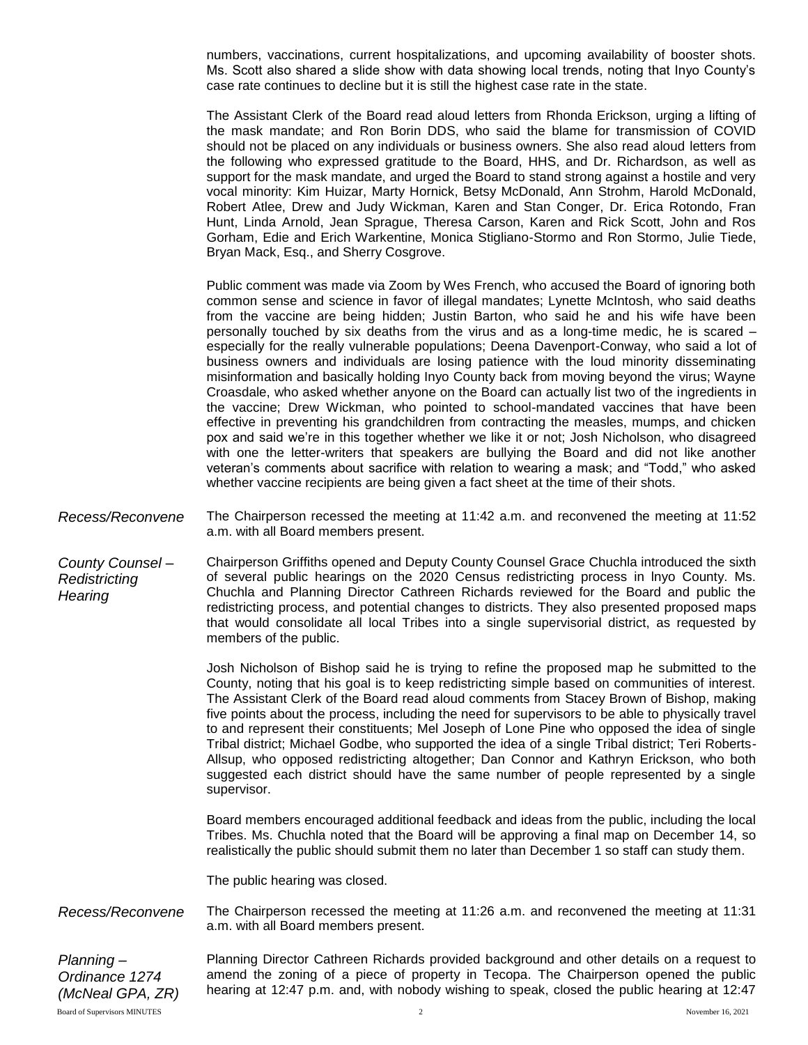numbers, vaccinations, current hospitalizations, and upcoming availability of booster shots. Ms. Scott also shared a slide show with data showing local trends, noting that Inyo County's case rate continues to decline but it is still the highest case rate in the state.

The Assistant Clerk of the Board read aloud letters from Rhonda Erickson, urging a lifting of the mask mandate; and Ron Borin DDS, who said the blame for transmission of COVID should not be placed on any individuals or business owners. She also read aloud letters from the following who expressed gratitude to the Board, HHS, and Dr. Richardson, as well as support for the mask mandate, and urged the Board to stand strong against a hostile and very vocal minority: Kim Huizar, Marty Hornick, Betsy McDonald, Ann Strohm, Harold McDonald, Robert Atlee, Drew and Judy Wickman, Karen and Stan Conger, Dr. Erica Rotondo, Fran Hunt, Linda Arnold, Jean Sprague, Theresa Carson, Karen and Rick Scott, John and Ros Gorham, Edie and Erich Warkentine, Monica Stigliano-Stormo and Ron Stormo, Julie Tiede, Bryan Mack, Esq., and Sherry Cosgrove.

Public comment was made via Zoom by Wes French, who accused the Board of ignoring both common sense and science in favor of illegal mandates; Lynette McIntosh, who said deaths from the vaccine are being hidden; Justin Barton, who said he and his wife have been personally touched by six deaths from the virus and as a long-time medic, he is scared – especially for the really vulnerable populations; Deena Davenport-Conway, who said a lot of business owners and individuals are losing patience with the loud minority disseminating misinformation and basically holding Inyo County back from moving beyond the virus; Wayne Croasdale, who asked whether anyone on the Board can actually list two of the ingredients in the vaccine; Drew Wickman, who pointed to school-mandated vaccines that have been effective in preventing his grandchildren from contracting the measles, mumps, and chicken pox and said we're in this together whether we like it or not; Josh Nicholson, who disagreed with one the letter-writers that speakers are bullying the Board and did not like another veteran's comments about sacrifice with relation to wearing a mask; and "Todd," who asked whether vaccine recipients are being given a fact sheet at the time of their shots.

*Recess/Reconvene*

The Chairperson recessed the meeting at 11:42 a.m. and reconvened the meeting at 11:52 a.m. with all Board members present.

*County Counsel – Redistricting Hearing*

Chairperson Griffiths opened and Deputy County Counsel Grace Chuchla introduced the sixth of several public hearings on the 2020 Census redistricting process in Inyo County. Ms. Chuchla and Planning Director Cathreen Richards reviewed for the Board and public the redistricting process, and potential changes to districts. They also presented proposed maps that would consolidate all local Tribes into a single supervisorial district, as requested by members of the public.

Josh Nicholson of Bishop said he is trying to refine the proposed map he submitted to the County, noting that his goal is to keep redistricting simple based on communities of interest. The Assistant Clerk of the Board read aloud comments from Stacey Brown of Bishop, making five points about the process, including the need for supervisors to be able to physically travel to and represent their constituents; Mel Joseph of Lone Pine who opposed the idea of single Tribal district; Michael Godbe, who supported the idea of a single Tribal district; Teri Roberts-Allsup, who opposed redistricting altogether; Dan Connor and Kathryn Erickson, who both suggested each district should have the same number of people represented by a single supervisor.

Board members encouraged additional feedback and ideas from the public, including the local Tribes. Ms. Chuchla noted that the Board will be approving a final map on December 14, so realistically the public should submit them no later than December 1 so staff can study them.

The public hearing was closed.

*Recess/Reconvene*

The Chairperson recessed the meeting at 11:26 a.m. and reconvened the meeting at 11:31 a.m. with all Board members present.

*Planning – Ordinance 1274 (McNeal GPA, ZR)*

Planning Director Cathreen Richards provided background and other details on a request to amend the zoning of a piece of property in Tecopa. The Chairperson opened the public hearing at 12:47 p.m. and, with nobody wishing to speak, closed the public hearing at 12:47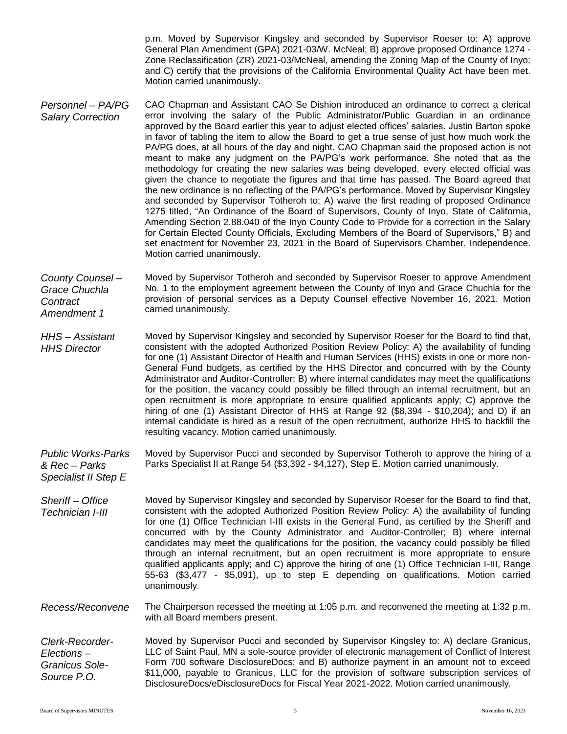p.m. Moved by Supervisor Kingsley and seconded by Supervisor Roeser to: A) approve General Plan Amendment (GPA) 2021-03/W. McNeal; B) approve proposed Ordinance 1274 - Zone Reclassification (ZR) 2021-03/McNeal, amending the Zoning Map of the County of Inyo; and C) certify that the provisions of the California Environmental Quality Act have been met. Motion carried unanimously.

*Personnel – PA/PG Salary Correction*

CAO Chapman and Assistant CAO Se Dishion introduced an ordinance to correct a clerical error involving the salary of the Public Administrator/Public Guardian in an ordinance approved by the Board earlier this year to adjust elected offices' salaries. Justin Barton spoke in favor of tabling the item to allow the Board to get a true sense of just how much work the PA/PG does, at all hours of the day and night. CAO Chapman said the proposed action is not meant to make any judgment on the PA/PG's work performance. She noted that as the methodology for creating the new salaries was being developed, every elected official was given the chance to negotiate the figures and that time has passed. The Board agreed that the new ordinance is no reflecting of the PA/PG's performance. Moved by Supervisor Kingsley and seconded by Supervisor Totheroh to: A) waive the first reading of proposed Ordinance 1275 titled, "An Ordinance of the Board of Supervisors, County of Inyo, State of California, Amending Section 2.88.040 of the Inyo County Code to Provide for a correction in the Salary for Certain Elected County Officials, Excluding Members of the Board of Supervisors," B) and set enactment for November 23, 2021 in the Board of Supervisors Chamber, Independence. Motion carried unanimously.

*County Counsel – Grace Chuchla Contract Amendment 1*

Moved by Supervisor Totheroh and seconded by Supervisor Roeser to approve Amendment No. 1 to the employment agreement between the County of Inyo and Grace Chuchla for the provision of personal services as a Deputy Counsel effective November 16, 2021. Motion carried unanimously.

*HHS – Assistant HHS Director*

Moved by Supervisor Kingsley and seconded by Supervisor Roeser for the Board to find that, consistent with the adopted Authorized Position Review Policy: A) the availability of funding for one (1) Assistant Director of Health and Human Services (HHS) exists in one or more non-General Fund budgets, as certified by the HHS Director and concurred with by the County Administrator and Auditor-Controller; B) where internal candidates may meet the qualifications for the position, the vacancy could possibly be filled through an internal recruitment, but an open recruitment is more appropriate to ensure qualified applicants apply; C) approve the hiring of one (1) Assistant Director of HHS at Range 92 ($8,394 - $10,204); and D) if an internal candidate is hired as a result of the open recruitment, authorize HHS to backfill the resulting vacancy. Motion carried unanimously.

*Public Works-Parks & Rec – Parks Specialist II Step E*

Moved by Supervisor Pucci and seconded by Supervisor Totheroh to approve the hiring of a Parks Specialist II at Range 54 ($3,392 - $4,127), Step E. Motion carried unanimously.

*Sheriff – Office Technician I-III*

Moved by Supervisor Kingsley and seconded by Supervisor Roeser for the Board to find that, consistent with the adopted Authorized Position Review Policy: A) the availability of funding for one (1) Office Technician I-III exists in the General Fund, as certified by the Sheriff and concurred with by the County Administrator and Auditor-Controller; B) where internal candidates may meet the qualifications for the position, the vacancy could possibly be filled through an internal recruitment, but an open recruitment is more appropriate to ensure qualified applicants apply; and C) approve the hiring of one (1) Office Technician I-III, Range 55-63 ($3,477 - $5,091), up to step E depending on qualifications. Motion carried unanimously.

*Recess/Reconvene*

The Chairperson recessed the meeting at 1:05 p.m. and reconvened the meeting at 1:32 p.m. with all Board members present.

*Clerk-Recorder-Elections – Granicus Sole-Source P.O.*

Moved by Supervisor Pucci and seconded by Supervisor Kingsley to: A) declare Granicus, LLC of Saint Paul, MN a sole-source provider of electronic management of Conflict of Interest Form 700 software DisclosureDocs; and B) authorize payment in an amount not to exceed $11,000, payable to Granicus, LLC for the provision of software subscription services of DisclosureDocs/eDisclosureDocs for Fiscal Year 2021-2022. Motion carried unanimously.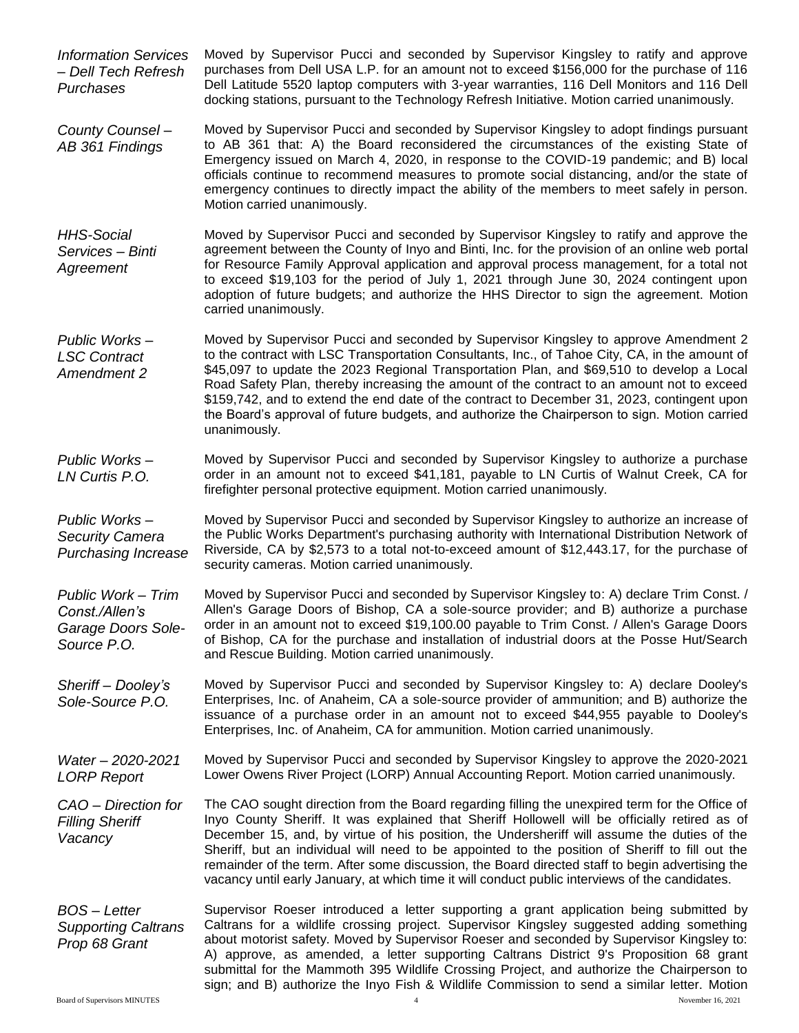*Information Services – Dell Tech Refresh Purchases*

Moved by Supervisor Pucci and seconded by Supervisor Kingsley to ratify and approve purchases from Dell USA L.P. for an amount not to exceed $156,000 for the purchase of 116 Dell Latitude 5520 laptop computers with 3-year warranties, 116 Dell Monitors and 116 Dell docking stations, pursuant to the Technology Refresh Initiative. Motion carried unanimously.

*County Counsel – AB 361 Findings*

Moved by Supervisor Pucci and seconded by Supervisor Kingsley to adopt findings pursuant to AB 361 that: A) the Board reconsidered the circumstances of the existing State of Emergency issued on March 4, 2020, in response to the COVID-19 pandemic; and B) local officials continue to recommend measures to promote social distancing, and/or the state of emergency continues to directly impact the ability of the members to meet safely in person. Motion carried unanimously.

*HHS-Social Services – Binti Agreement*

Moved by Supervisor Pucci and seconded by Supervisor Kingsley to ratify and approve the agreement between the County of Inyo and Binti, Inc. for the provision of an online web portal for Resource Family Approval application and approval process management, for a total not to exceed $19,103 for the period of July 1, 2021 through June 30, 2024 contingent upon adoption of future budgets; and authorize the HHS Director to sign the agreement. Motion carried unanimously.

*Public Works – LSC Contract Amendment 2*

Moved by Supervisor Pucci and seconded by Supervisor Kingsley to approve Amendment 2 to the contract with LSC Transportation Consultants, Inc., of Tahoe City, CA, in the amount of $45,097 to update the 2023 Regional Transportation Plan, and $69,510 to develop a Local Road Safety Plan, thereby increasing the amount of the contract to an amount not to exceed $159,742, and to extend the end date of the contract to December 31, 2023, contingent upon the Board's approval of future budgets, and authorize the Chairperson to sign. Motion carried unanimously.

*Public Works – LN Curtis P.O.*

Moved by Supervisor Pucci and seconded by Supervisor Kingsley to authorize a purchase order in an amount not to exceed $41,181, payable to LN Curtis of Walnut Creek, CA for firefighter personal protective equipment. Motion carried unanimously.

*Public Works – Security Camera Purchasing Increase*

Moved by Supervisor Pucci and seconded by Supervisor Kingsley to authorize an increase of the Public Works Department's purchasing authority with International Distribution Network of Riverside, CA by $2,573 to a total not-to-exceed amount of $12,443.17, for the purchase of security cameras. Motion carried unanimously.

*Public Work – Trim Const./Allen's Garage Doors Sole-Source P.O.*

Moved by Supervisor Pucci and seconded by Supervisor Kingsley to: A) declare Trim Const. / Allen's Garage Doors of Bishop, CA a sole-source provider; and B) authorize a purchase order in an amount not to exceed $19,100.00 payable to Trim Const. / Allen's Garage Doors of Bishop, CA for the purchase and installation of industrial doors at the Posse Hut/Search and Rescue Building. Motion carried unanimously.

*Sheriff – Dooley's Sole-Source P.O.*

Moved by Supervisor Pucci and seconded by Supervisor Kingsley to: A) declare Dooley's Enterprises, Inc. of Anaheim, CA a sole-source provider of ammunition; and B) authorize the issuance of a purchase order in an amount not to exceed $44,955 payable to Dooley's Enterprises, Inc. of Anaheim, CA for ammunition. Motion carried unanimously.

*Water – 2020-2021 LORP Report*

Moved by Supervisor Pucci and seconded by Supervisor Kingsley to approve the 2020-2021 Lower Owens River Project (LORP) Annual Accounting Report. Motion carried unanimously.

*CAO – Direction for Filling Sheriff Vacancy*

The CAO sought direction from the Board regarding filling the unexpired term for the Office of Inyo County Sheriff. It was explained that Sheriff Hollowell will be officially retired as of December 15, and, by virtue of his position, the Undersheriff will assume the duties of the Sheriff, but an individual will need to be appointed to the position of Sheriff to fill out the remainder of the term. After some discussion, the Board directed staff to begin advertising the vacancy until early January, at which time it will conduct public interviews of the candidates.

*BOS – Letter Supporting Caltrans Prop 68 Grant*

Supervisor Roeser introduced a letter supporting a grant application being submitted by Caltrans for a wildlife crossing project. Supervisor Kingsley suggested adding something about motorist safety. Moved by Supervisor Roeser and seconded by Supervisor Kingsley to: A) approve, as amended, a letter supporting Caltrans District 9's Proposition 68 grant submittal for the Mammoth 395 Wildlife Crossing Project, and authorize the Chairperson to sign; and B) authorize the Inyo Fish & Wildlife Commission to send a similar letter. Motion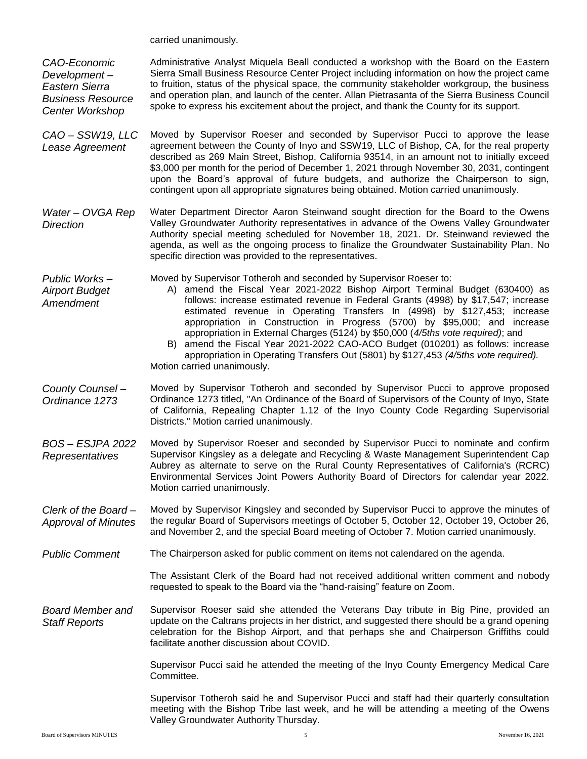carried unanimously.

*CAO-Economic Development – Eastern Sierra Business Resource Center Workshop*

Administrative Analyst Miquela Beall conducted a workshop with the Board on the Eastern Sierra Small Business Resource Center Project including information on how the project came to fruition, status of the physical space, the community stakeholder workgroup, the business and operation plan, and launch of the center. Allan Pietrasanta of the Sierra Business Council spoke to express his excitement about the project, and thank the County for its support.

*CAO – SSW19, LLC Lease Agreement*

Moved by Supervisor Roeser and seconded by Supervisor Pucci to approve the lease agreement between the County of Inyo and SSW19, LLC of Bishop, CA, for the real property described as 269 Main Street, Bishop, California 93514, in an amount not to initially exceed $3,000 per month for the period of December 1, 2021 through November 30, 2031, contingent upon the Board's approval of future budgets, and authorize the Chairperson to sign, contingent upon all appropriate signatures being obtained. Motion carried unanimously.

*Water – OVGA Rep Direction*

Water Department Director Aaron Steinwand sought direction for the Board to the Owens Valley Groundwater Authority representatives in advance of the Owens Valley Groundwater Authority special meeting scheduled for November 18, 2021. Dr. Steinwand reviewed the agenda, as well as the ongoing process to finalize the Groundwater Sustainability Plan. No specific direction was provided to the representatives.

*Public Works – Airport Budget Amendment*

Moved by Supervisor Totheroh and seconded by Supervisor Roeser to:

A) amend the Fiscal Year 2021-2022 Bishop Airport Terminal Budget (630400) as follows: increase estimated revenue in Federal Grants (4998) by $17,547; increase estimated revenue in Operating Transfers In (4998) by $127,453; increase appropriation in Construction in Progress (5700) by $95,000; and increase appropriation in External Charges (5124) by $50,000 (*4/5ths vote required)*; and
B) amend the Fiscal Year 2021-2022 CAO-ACO Budget (010201) as follows: increase appropriation in Operating Transfers Out (5801) by $127,453 *(4/5ths vote required).*

Motion carried unanimously.

*County Counsel – Ordinance 1273*

Moved by Supervisor Totheroh and seconded by Supervisor Pucci to approve proposed Ordinance 1273 titled, "An Ordinance of the Board of Supervisors of the County of Inyo, State of California, Repealing Chapter 1.12 of the Inyo County Code Regarding Supervisorial Districts." Motion carried unanimously.

*BOS – ESJPA 2022 Representatives*

Moved by Supervisor Roeser and seconded by Supervisor Pucci to nominate and confirm Supervisor Kingsley as a delegate and Recycling & Waste Management Superintendent Cap Aubrey as alternate to serve on the Rural County Representatives of California's (RCRC) Environmental Services Joint Powers Authority Board of Directors for calendar year 2022. Motion carried unanimously.

*Clerk of the Board – Approval of Minutes*

Moved by Supervisor Kingsley and seconded by Supervisor Pucci to approve the minutes of the regular Board of Supervisors meetings of October 5, October 12, October 19, October 26, and November 2, and the special Board meeting of October 7. Motion carried unanimously.

*Public Comment*

The Chairperson asked for public comment on items not calendared on the agenda.

The Assistant Clerk of the Board had not received additional written comment and nobody requested to speak to the Board via the "hand-raising" feature on Zoom.

*Board Member and Staff Reports*

Supervisor Roeser said she attended the Veterans Day tribute in Big Pine, provided an update on the Caltrans projects in her district, and suggested there should be a grand opening celebration for the Bishop Airport, and that perhaps she and Chairperson Griffiths could facilitate another discussion about COVID.

Supervisor Pucci said he attended the meeting of the Inyo County Emergency Medical Care Committee.

Supervisor Totheroh said he and Supervisor Pucci and staff had their quarterly consultation meeting with the Bishop Tribe last week, and he will be attending a meeting of the Owens Valley Groundwater Authority Thursday.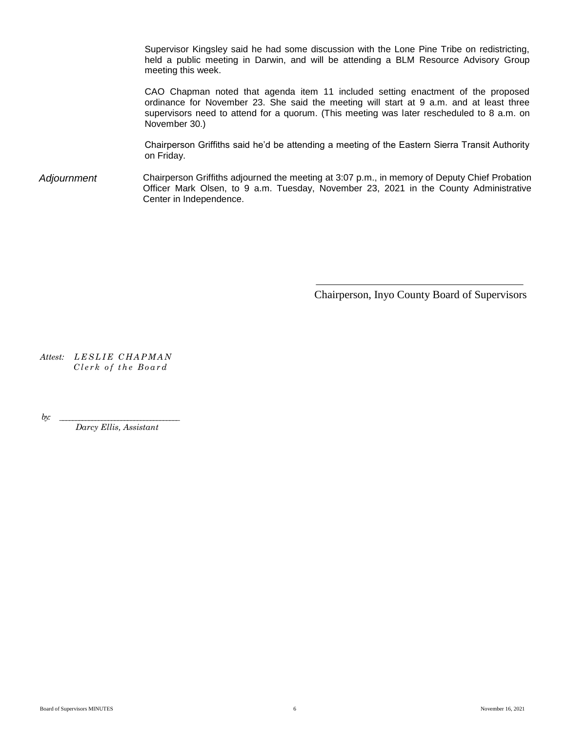Supervisor Kingsley said he had some discussion with the Lone Pine Tribe on redistricting, held a public meeting in Darwin, and will be attending a BLM Resource Advisory Group meeting this week.

CAO Chapman noted that agenda item 11 included setting enactment of the proposed ordinance for November 23. She said the meeting will start at 9 a.m. and at least three supervisors need to attend for a quorum. (This meeting was later rescheduled to 8 a.m. on November 30.)

Chairperson Griffiths said he'd be attending a meeting of the Eastern Sierra Transit Authority on Friday.

*Adjournment* Chairperson Griffiths adjourned the meeting at 3:07 p.m., in memory of Deputy Chief Probation Officer Mark Olsen, to 9 a.m. Tuesday, November 23, 2021 in the County Administrative Center in Independence.

\_\_\_\_\_\_\_\_\_\_\_\_\_\_\_\_\_\_\_\_\_\_\_\_\_\_\_\_\_\_\_\_\_\_\_\_\_\_\_\_

Chairperson, Inyo County Board of Supervisors

*Attest: LESLIE CHAPMAN*
*Clerk of the Board*

*by:* \_\_\_\_\_\_\_\_\_\_\_\_\_\_\_\_\_\_\_\_\_\_\_\_\_\_\_\_\_\_\_\_

*Darcy Ellis, Assistant*